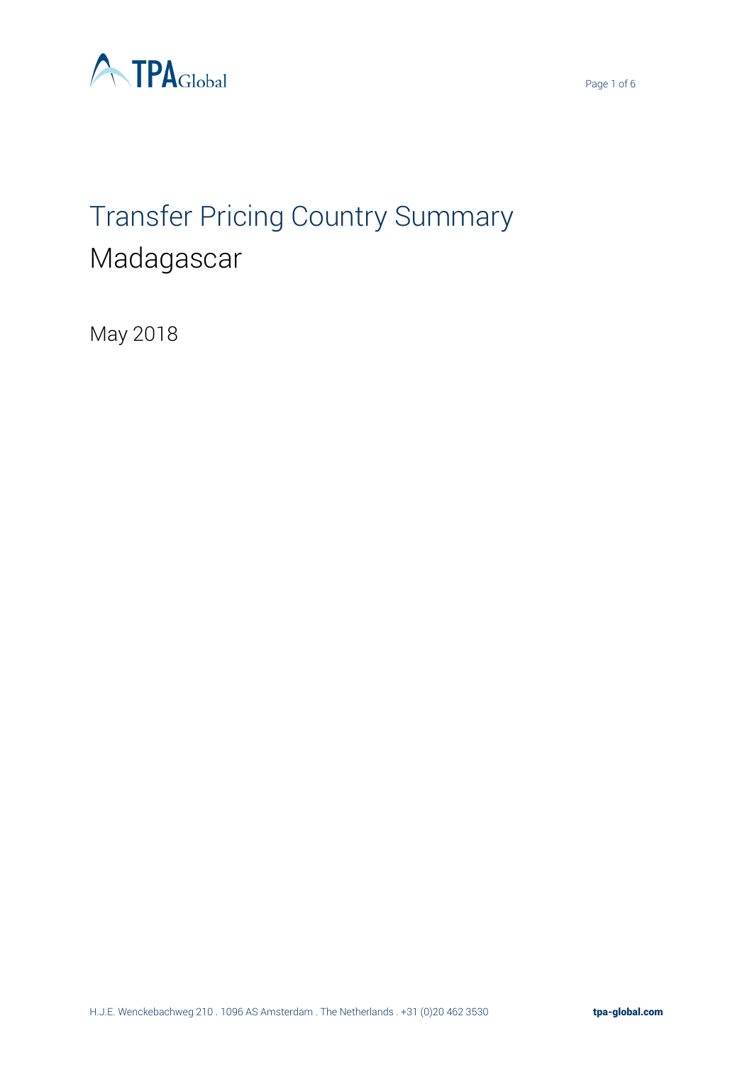# Transfer Pricing Country Summary

## Madagascar

May 2018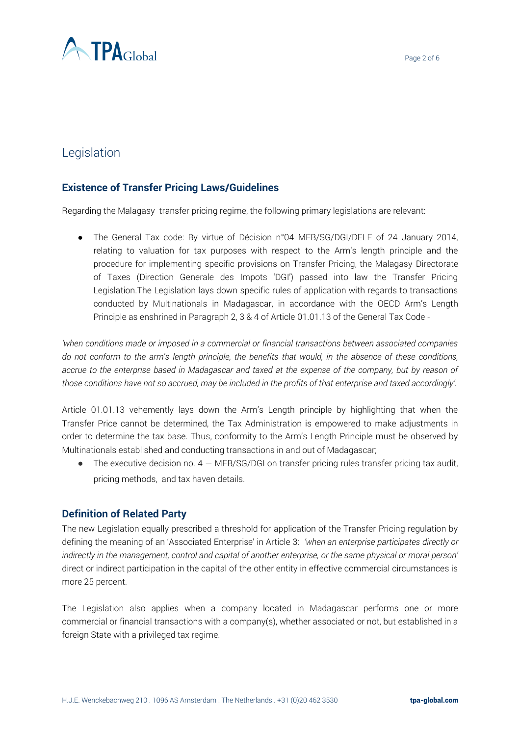# Legislation

## Existence of Transfer Pricing Laws/Guidelines

Regarding the Malagasy transfer pricing regime, the following primary legislations are relevant:

- The General Tax code: By virtue of Décision n°04 MFB/SG/DGI/DELF of 24 January 2014, relating to valuation for tax purposes with respect to the Arm's length principle and the procedure for implementing specific provisions on Transfer Pricing, the Malagasy Directorate of Taxes (Direction Generale des Impots 'DGI') passed into law the Transfer Pricing Legislation.The Legislation lays down specific rules of application with regards to transactions conducted by Multinationals in Madagascar, in accordance with the OECD Arm's Length Principle as enshrined in Paragraph 2, 3 & 4 of Article 01.01.13 of the General Tax Code -

*'when conditions made or imposed in a commercial or financial transactions between associated companies do not conform to the arm's length principle, the benefits that would, in the absence of these conditions, accrue to the enterprise based in Madagascar and taxed at the expense of the company, but by reason of those conditions have not so accrued, may be included in the profits of that enterprise and taxed accordingly'.*

Article 01.01.13 vehemently lays down the Arm's Length principle by highlighting that when the Transfer Price cannot be determined, the Tax Administration is empowered to make adjustments in order to determine the tax base. Thus, conformity to the Arm's Length Principle must be observed by Multinationals established and conducting transactions in and out of Madagascar;

- The executive decision no. 4 — MFB/SG/DGI on transfer pricing rules transfer pricing tax audit, pricing methods, and tax haven details.

## Definition of Related Party

The new Legislation equally prescribed a threshold for application of the Transfer Pricing regulation by defining the meaning of an 'Associated Enterprise' in Article 3: *'when an enterprise participates directly or indirectly in the management, control and capital of another enterprise, or the same physical or moral person'* direct or indirect participation in the capital of the other entity in effective commercial circumstances is more 25 percent.

The Legislation also applies when a company located in Madagascar performs one or more commercial or financial transactions with a company(s), whether associated or not, but established in a foreign State with a privileged tax regime.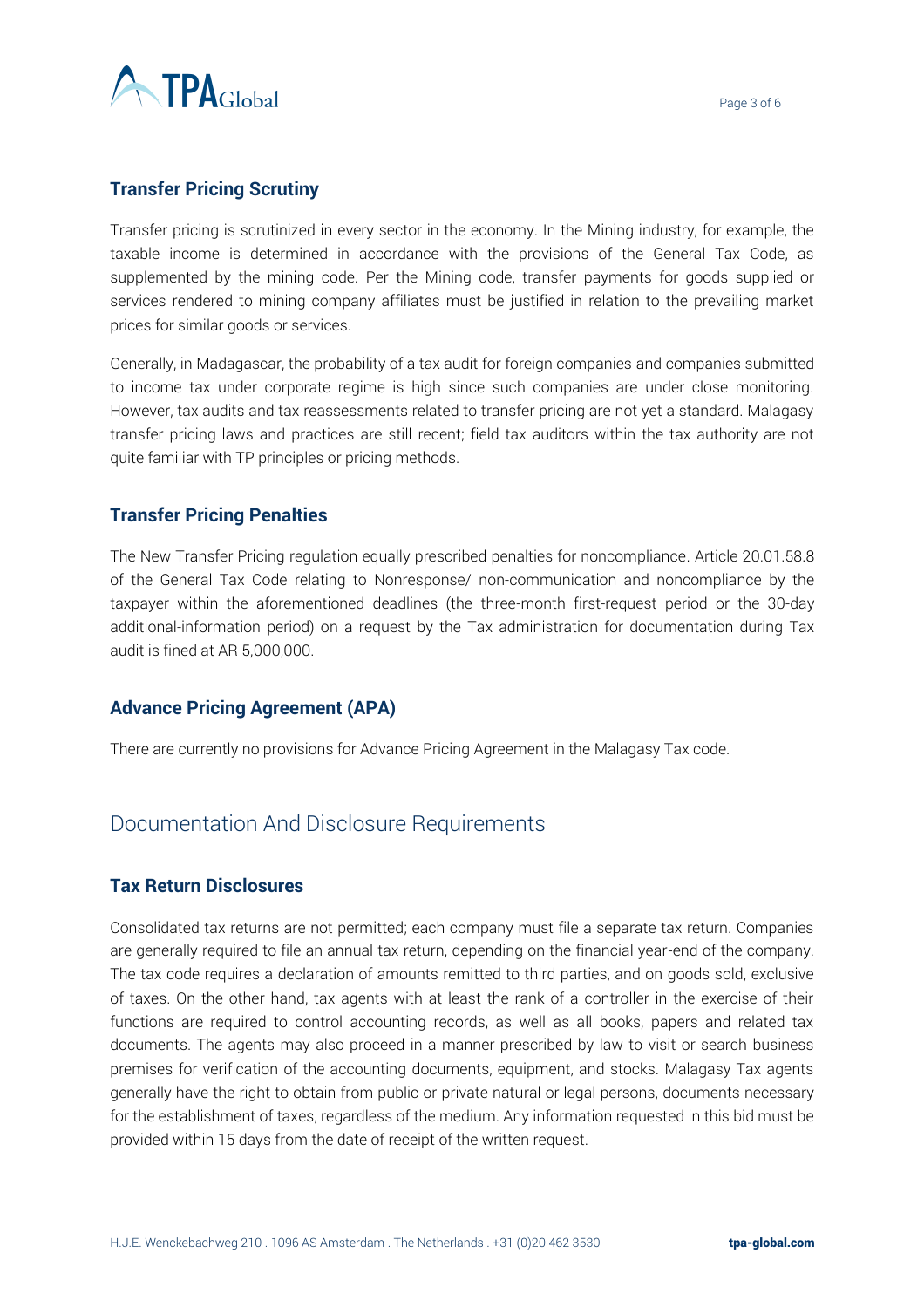### Transfer Pricing Scrutiny

Transfer pricing is scrutinized in every sector in the economy. In the Mining industry, for example, the taxable income is determined in accordance with the provisions of the General Tax Code, as supplemented by the mining code. Per the Mining code, transfer payments for goods supplied or services rendered to mining company affiliates must be justified in relation to the prevailing market prices for similar goods or services.

Generally, in Madagascar, the probability of a tax audit for foreign companies and companies submitted to income tax under corporate regime is high since such companies are under close monitoring. However, tax audits and tax reassessments related to transfer pricing are not yet a standard. Malagasy transfer pricing laws and practices are still recent; field tax auditors within the tax authority are not quite familiar with TP principles or pricing methods.

### Transfer Pricing Penalties

The New Transfer Pricing regulation equally prescribed penalties for noncompliance. Article 20.01.58.8 of the General Tax Code relating to Nonresponse/ non-communication and noncompliance by the taxpayer within the aforementioned deadlines (the three-month first-request period or the 30-day additional-information period) on a request by the Tax administration for documentation during Tax audit is fined at AR 5,000,000.

### Advance Pricing Agreement (APA)

There are currently no provisions for Advance Pricing Agreement in the Malagasy Tax code.

## Documentation And Disclosure Requirements

### Tax Return Disclosures

Consolidated tax returns are not permitted; each company must file a separate tax return. Companies are generally required to file an annual tax return, depending on the financial year-end of the company. The tax code requires a declaration of amounts remitted to third parties, and on goods sold, exclusive of taxes. On the other hand, tax agents with at least the rank of a controller in the exercise of their functions are required to control accounting records, as well as all books, papers and related tax documents. The agents may also proceed in a manner prescribed by law to visit or search business premises for verification of the accounting documents, equipment, and stocks. Malagasy Tax agents generally have the right to obtain from public or private natural or legal persons, documents necessary for the establishment of taxes, regardless of the medium. Any information requested in this bid must be provided within 15 days from the date of receipt of the written request.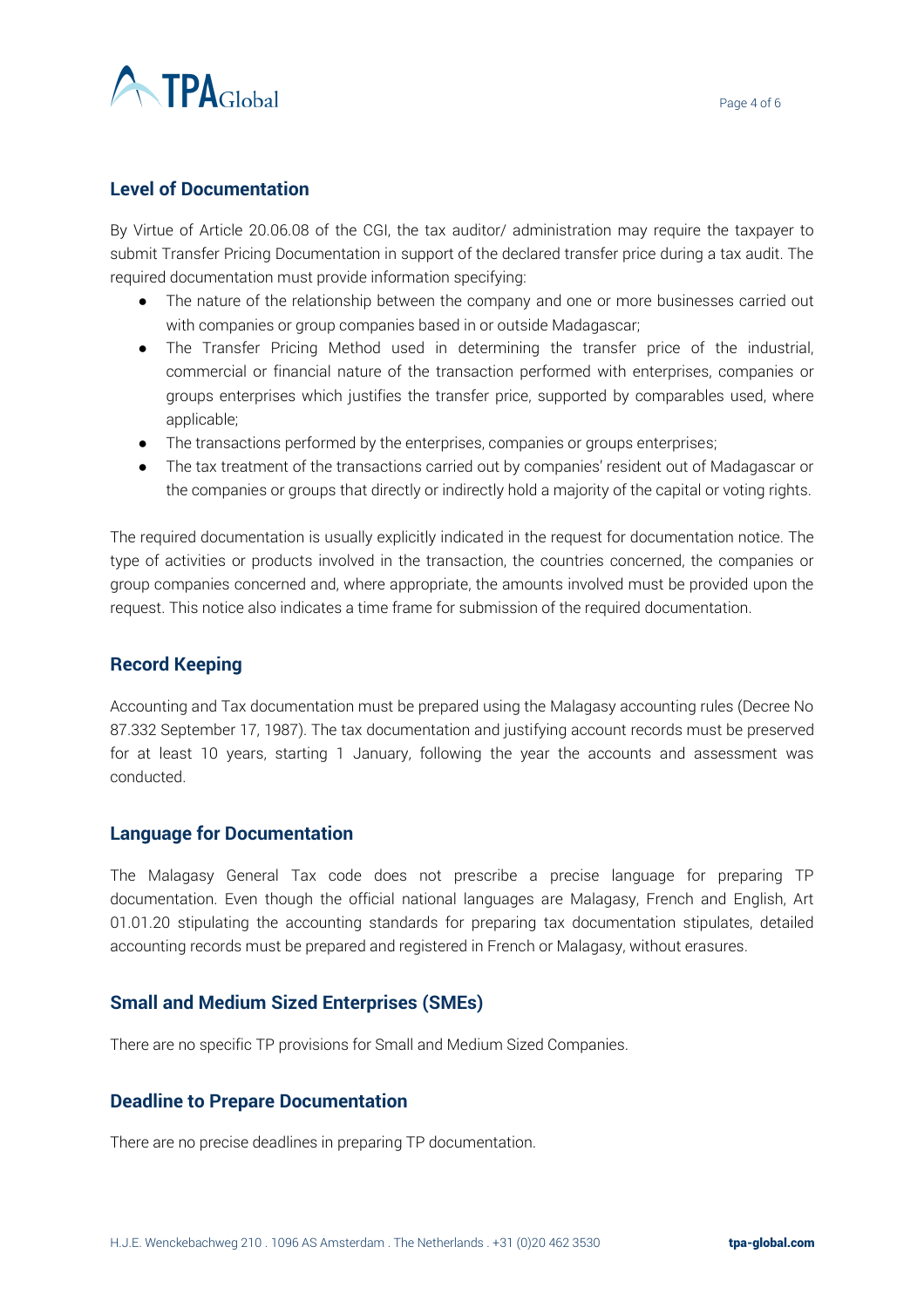## Level of Documentation

By Virtue of Article 20.06.08 of the CGI, the tax auditor/ administration may require the taxpayer to submit Transfer Pricing Documentation in support of the declared transfer price during a tax audit. The required documentation must provide information specifying:

- The nature of the relationship between the company and one or more businesses carried out with companies or group companies based in or outside Madagascar;
- The Transfer Pricing Method used in determining the transfer price of the industrial, commercial or financial nature of the transaction performed with enterprises, companies or groups enterprises which justifies the transfer price, supported by comparables used, where applicable;
- The transactions performed by the enterprises, companies or groups enterprises;
- The tax treatment of the transactions carried out by companies' resident out of Madagascar or the companies or groups that directly or indirectly hold a majority of the capital or voting rights.

The required documentation is usually explicitly indicated in the request for documentation notice. The type of activities or products involved in the transaction, the countries concerned, the companies or group companies concerned and, where appropriate, the amounts involved must be provided upon the request. This notice also indicates a time frame for submission of the required documentation.

## Record Keeping

Accounting and Tax documentation must be prepared using the Malagasy accounting rules (Decree No 87.332 September 17, 1987). The tax documentation and justifying account records must be preserved for at least 10 years, starting 1 January, following the year the accounts and assessment was conducted.

## Language for Documentation

The Malagasy General Tax code does not prescribe a precise language for preparing TP documentation. Even though the official national languages are Malagasy, French and English, Art 01.01.20 stipulating the accounting standards for preparing tax documentation stipulates, detailed accounting records must be prepared and registered in French or Malagasy, without erasures.

## Small and Medium Sized Enterprises (SMEs)

There are no specific TP provisions for Small and Medium Sized Companies.

## Deadline to Prepare Documentation

There are no precise deadlines in preparing TP documentation.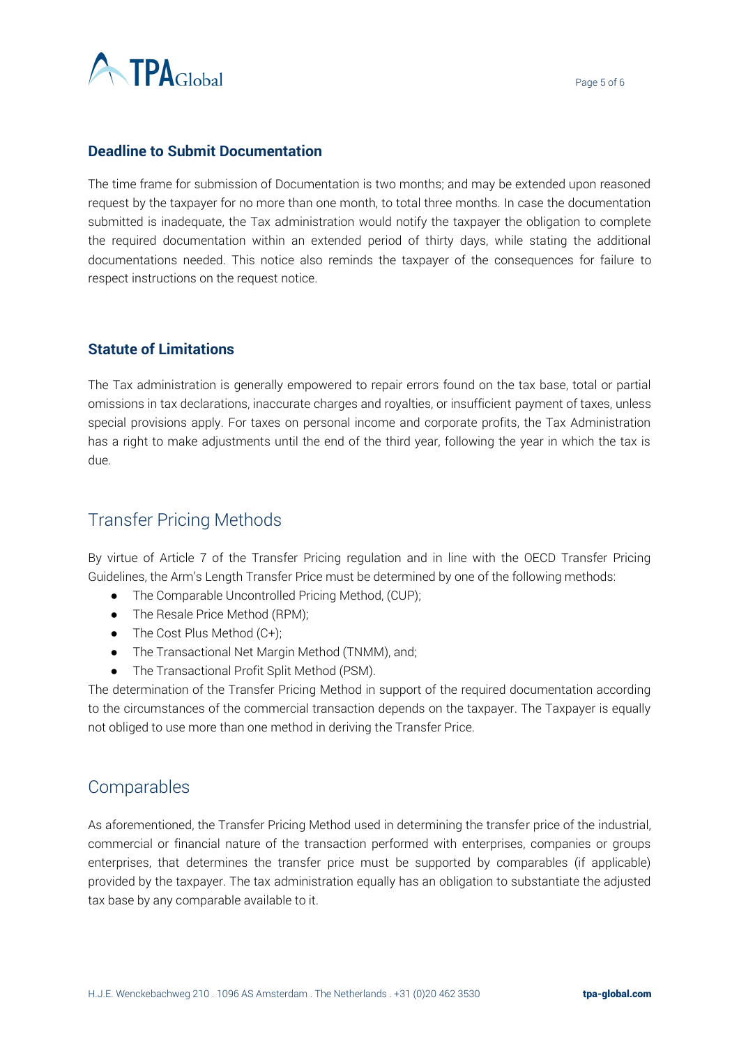### Deadline to Submit Documentation

The time frame for submission of Documentation is two months; and may be extended upon reasoned request by the taxpayer for no more than one month, to total three months. In case the documentation submitted is inadequate, the Tax administration would notify the taxpayer the obligation to complete the required documentation within an extended period of thirty days, while stating the additional documentations needed. This notice also reminds the taxpayer of the consequences for failure to respect instructions on the request notice.

### Statute of Limitations

The Tax administration is generally empowered to repair errors found on the tax base, total or partial omissions in tax declarations, inaccurate charges and royalties, or insufficient payment of taxes, unless special provisions apply. For taxes on personal income and corporate profits, the Tax Administration has a right to make adjustments until the end of the third year, following the year in which the tax is due.

## Transfer Pricing Methods

By virtue of Article 7 of the Transfer Pricing regulation and in line with the OECD Transfer Pricing Guidelines, the Arm's Length Transfer Price must be determined by one of the following methods:

- The Comparable Uncontrolled Pricing Method, (CUP);
- The Resale Price Method (RPM);
- The Cost Plus Method (C+);
- The Transactional Net Margin Method (TNMM), and;
- The Transactional Profit Split Method (PSM).

The determination of the Transfer Pricing Method in support of the required documentation according to the circumstances of the commercial transaction depends on the taxpayer. The Taxpayer is equally not obliged to use more than one method in deriving the Transfer Price.

## Comparables

As aforementioned, the Transfer Pricing Method used in determining the transfer price of the industrial, commercial or financial nature of the transaction performed with enterprises, companies or groups enterprises, that determines the transfer price must be supported by comparables (if applicable) provided by the taxpayer. The tax administration equally has an obligation to substantiate the adjusted tax base by any comparable available to it.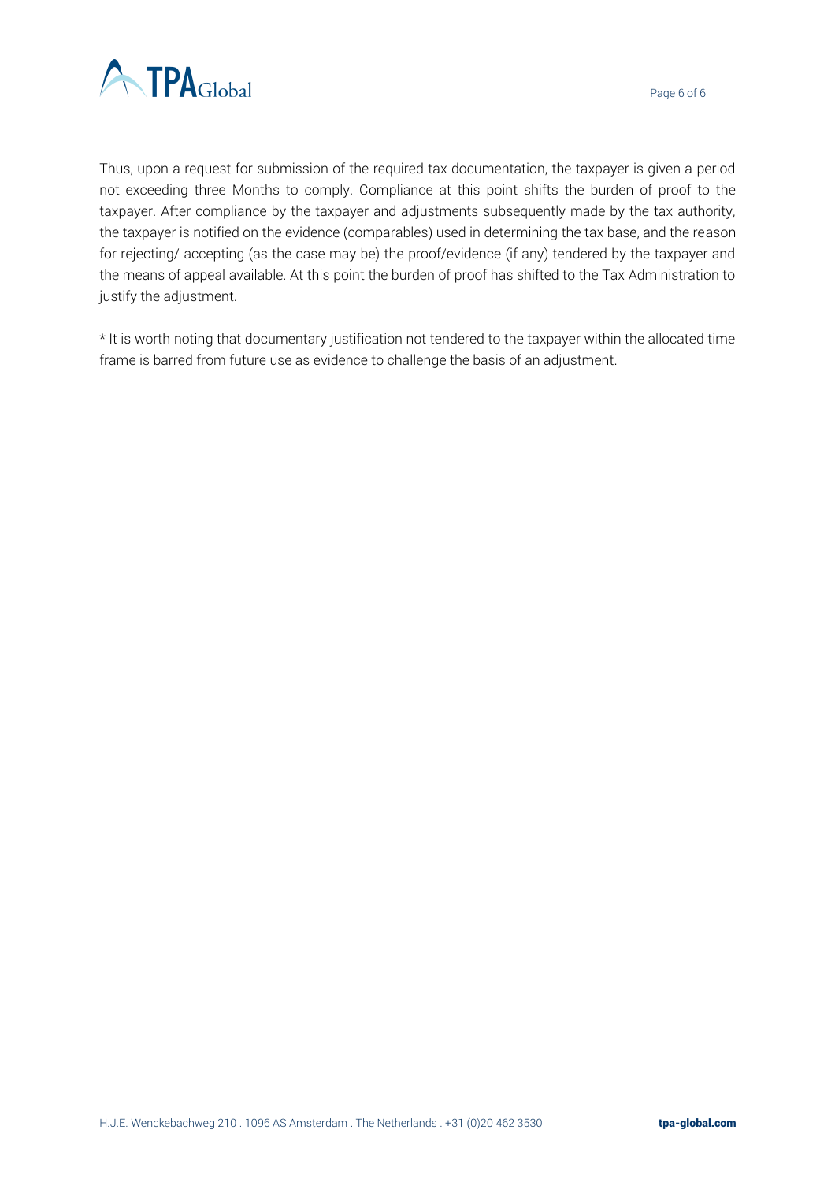Thus, upon a request for submission of the required tax documentation, the taxpayer is given a period not exceeding three Months to comply. Compliance at this point shifts the burden of proof to the taxpayer. After compliance by the taxpayer and adjustments subsequently made by the tax authority, the taxpayer is notified on the evidence (comparables) used in determining the tax base, and the reason for rejecting/ accepting (as the case may be) the proof/evidence (if any) tendered by the taxpayer and the means of appeal available. At this point the burden of proof has shifted to the Tax Administration to justify the adjustment.

* It is worth noting that documentary justification not tendered to the taxpayer within the allocated time frame is barred from future use as evidence to challenge the basis of an adjustment.